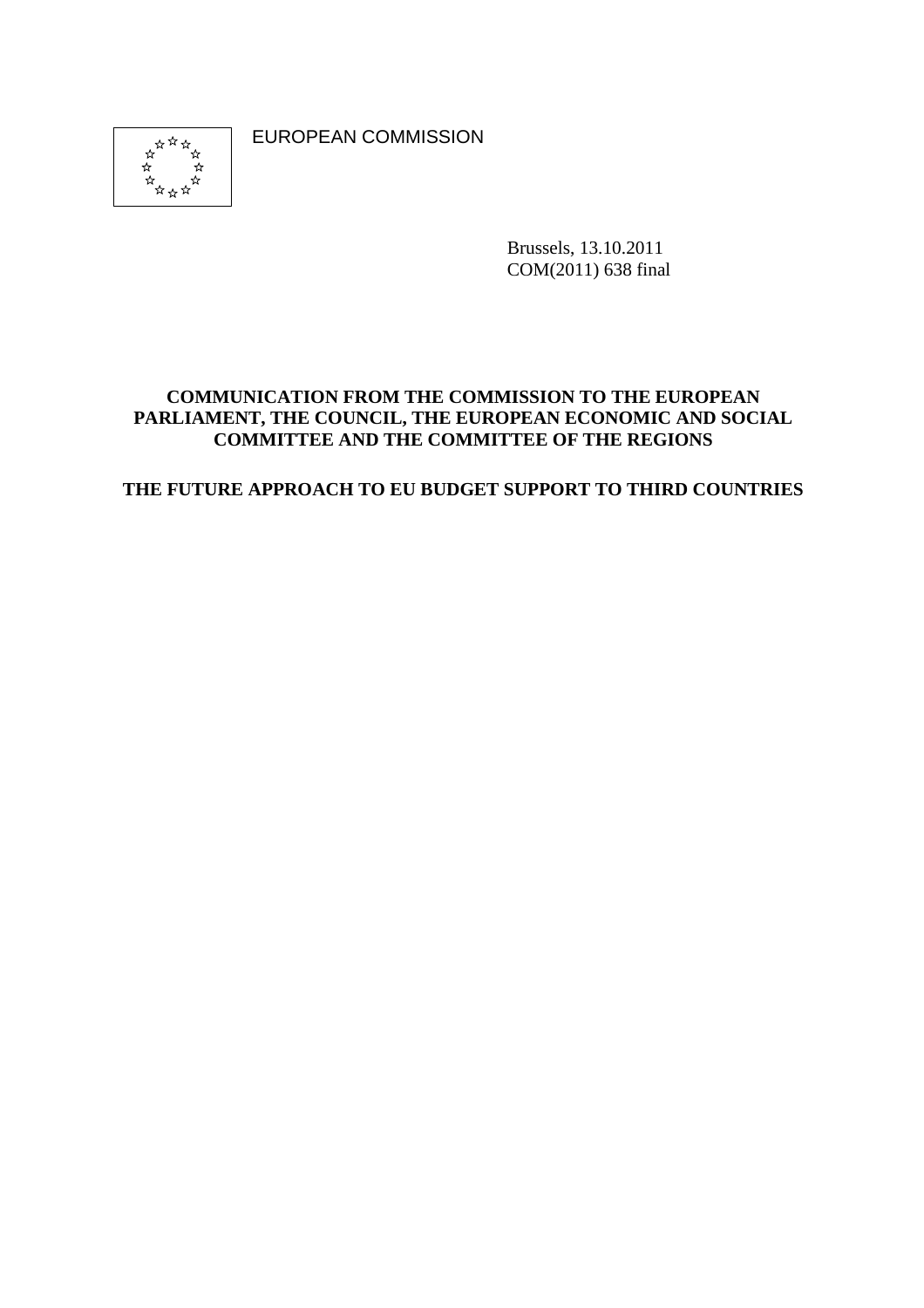EUROPEAN COMMISSION

Brussels, 13.10.2011
COM(2011) 638 final

**COMMUNICATION FROM THE COMMISSION TO THE EUROPEAN PARLIAMENT, THE COUNCIL, THE EUROPEAN ECONOMIC AND SOCIAL COMMITTEE AND THE COMMITTEE OF THE REGIONS**

# THE FUTURE APPROACH TO EU BUDGET SUPPORT TO THIRD COUNTRIES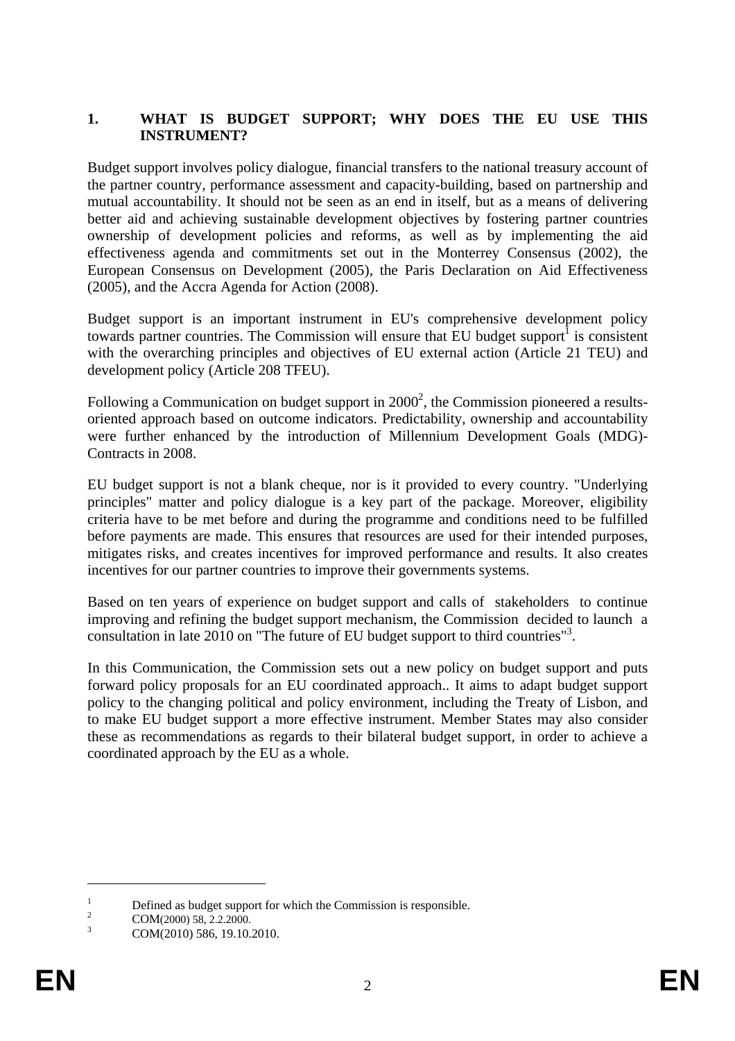## 1. WHAT IS BUDGET SUPPORT; WHY DOES THE EU USE THIS INSTRUMENT?

Budget support involves policy dialogue, financial transfers to the national treasury account of the partner country, performance assessment and capacity-building, based on partnership and mutual accountability. It should not be seen as an end in itself, but as a means of delivering better aid and achieving sustainable development objectives by fostering partner countries ownership of development policies and reforms, as well as by implementing the aid effectiveness agenda and commitments set out in the Monterrey Consensus (2002), the European Consensus on Development (2005), the Paris Declaration on Aid Effectiveness (2005), and the Accra Agenda for Action (2008).

Budget support is an important instrument in EU's comprehensive development policy towards partner countries. The Commission will ensure that EU budget support[1] is consistent with the overarching principles and objectives of EU external action (Article 21 TEU) and development policy (Article 208 TFEU).

Following a Communication on budget support in 2000[2], the Commission pioneered a results-oriented approach based on outcome indicators. Predictability, ownership and accountability were further enhanced by the introduction of Millennium Development Goals (MDG)-Contracts in 2008.

EU budget support is not a blank cheque, nor is it provided to every country. "Underlying principles" matter and policy dialogue is a key part of the package. Moreover, eligibility criteria have to be met before and during the programme and conditions need to be fulfilled before payments are made. This ensures that resources are used for their intended purposes, mitigates risks, and creates incentives for improved performance and results. It also creates incentives for our partner countries to improve their governments systems.

Based on ten years of experience on budget support and calls of stakeholders to continue improving and refining the budget support mechanism, the Commission decided to launch a consultation in late 2010 on "The future of EU budget support to third countries"[3].

In this Communication, the Commission sets out a new policy on budget support and puts forward policy proposals for an EU coordinated approach.. It aims to adapt budget support policy to the changing political and policy environment, including the Treaty of Lisbon, and to make EU budget support a more effective instrument. Member States may also consider these as recommendations as regards to their bilateral budget support, in order to achieve a coordinated approach by the EU as a whole.

---

[1] Defined as budget support for which the Commission is responsible.

[2] COM(2000) 58, 2.2.2000.

[3] COM(2010) 586, 19.10.2010.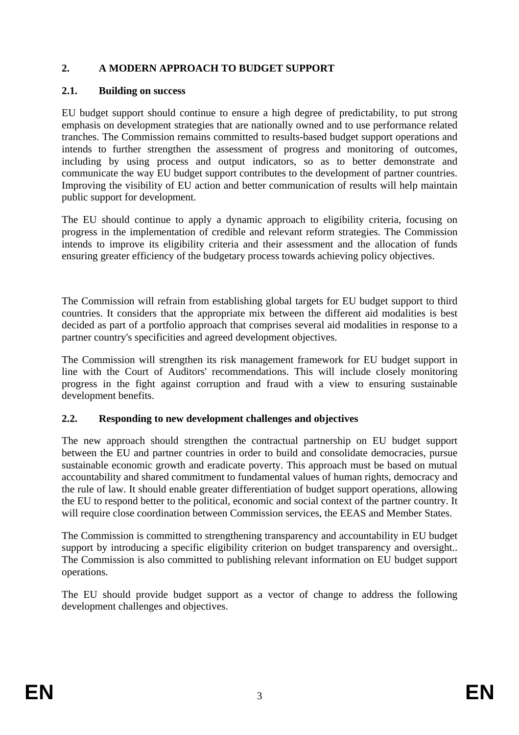## 2. A MODERN APPROACH TO BUDGET SUPPORT

### 2.1. Building on success

EU budget support should continue to ensure a high degree of predictability, to put strong emphasis on development strategies that are nationally owned and to use performance related tranches. The Commission remains committed to results-based budget support operations and intends to further strengthen the assessment of progress and monitoring of outcomes, including by using process and output indicators, so as to better demonstrate and communicate the way EU budget support contributes to the development of partner countries. Improving the visibility of EU action and better communication of results will help maintain public support for development.

The EU should continue to apply a dynamic approach to eligibility criteria, focusing on progress in the implementation of credible and relevant reform strategies. The Commission intends to improve its eligibility criteria and their assessment and the allocation of funds ensuring greater efficiency of the budgetary process towards achieving policy objectives.

The Commission will refrain from establishing global targets for EU budget support to third countries. It considers that the appropriate mix between the different aid modalities is best decided as part of a portfolio approach that comprises several aid modalities in response to a partner country's specificities and agreed development objectives.

The Commission will strengthen its risk management framework for EU budget support in line with the Court of Auditors' recommendations. This will include closely monitoring progress in the fight against corruption and fraud with a view to ensuring sustainable development benefits.

### 2.2. Responding to new development challenges and objectives

The new approach should strengthen the contractual partnership on EU budget support between the EU and partner countries in order to build and consolidate democracies, pursue sustainable economic growth and eradicate poverty. This approach must be based on mutual accountability and shared commitment to fundamental values of human rights, democracy and the rule of law. It should enable greater differentiation of budget support operations, allowing the EU to respond better to the political, economic and social context of the partner country. It will require close coordination between Commission services, the EEAS and Member States.

The Commission is committed to strengthening transparency and accountability in EU budget support by introducing a specific eligibility criterion on budget transparency and oversight.. The Commission is also committed to publishing relevant information on EU budget support operations.

The EU should provide budget support as a vector of change to address the following development challenges and objectives.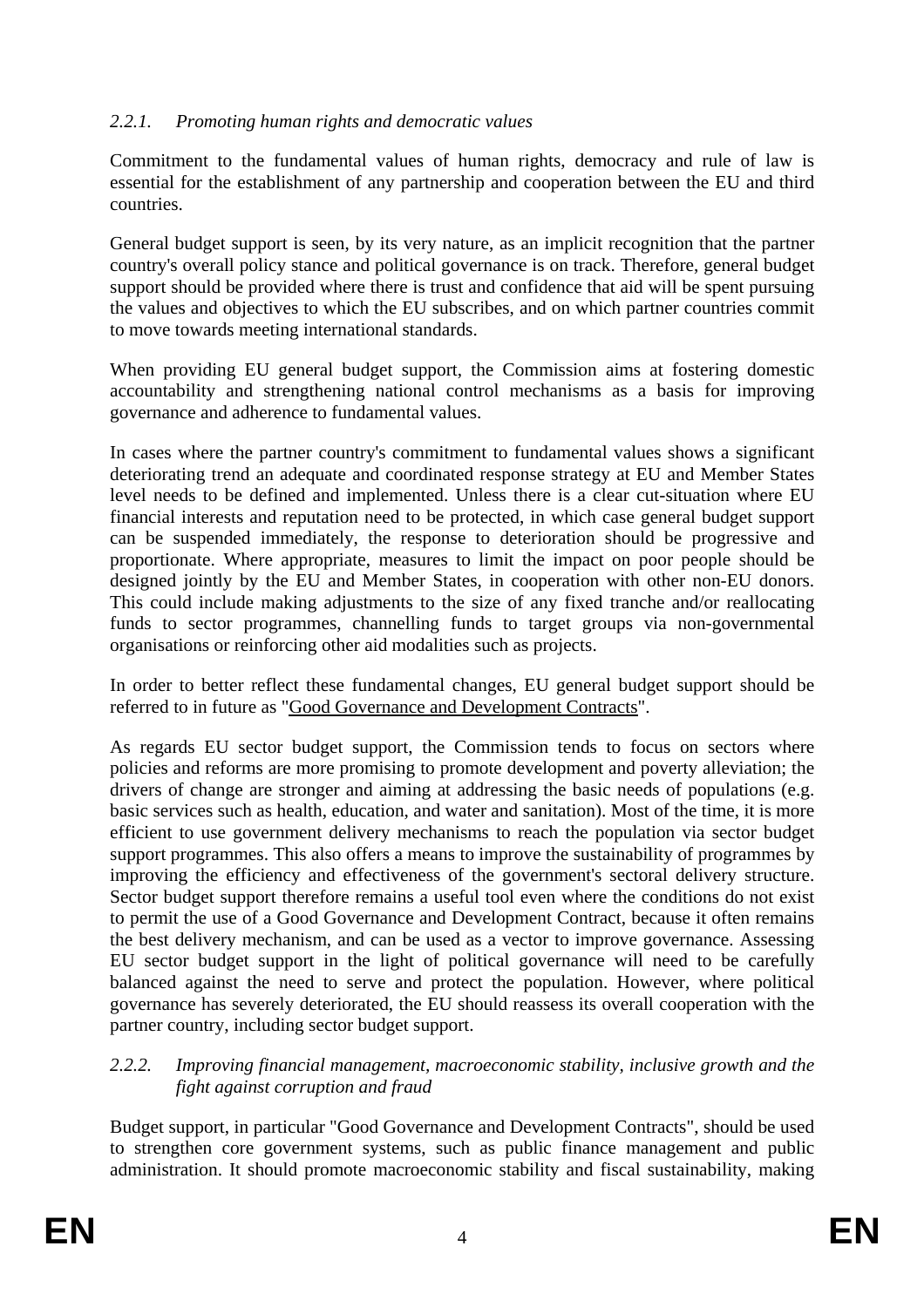### *2.2.1. Promoting human rights and democratic values*

Commitment to the fundamental values of human rights, democracy and rule of law is essential for the establishment of any partnership and cooperation between the EU and third countries.

General budget support is seen, by its very nature, as an implicit recognition that the partner country's overall policy stance and political governance is on track. Therefore, general budget support should be provided where there is trust and confidence that aid will be spent pursuing the values and objectives to which the EU subscribes, and on which partner countries commit to move towards meeting international standards.

When providing EU general budget support, the Commission aims at fostering domestic accountability and strengthening national control mechanisms as a basis for improving governance and adherence to fundamental values.

In cases where the partner country's commitment to fundamental values shows a significant deteriorating trend an adequate and coordinated response strategy at EU and Member States level needs to be defined and implemented. Unless there is a clear cut-situation where EU financial interests and reputation need to be protected, in which case general budget support can be suspended immediately, the response to deterioration should be progressive and proportionate. Where appropriate, measures to limit the impact on poor people should be designed jointly by the EU and Member States, in cooperation with other non-EU donors. This could include making adjustments to the size of any fixed tranche and/or reallocating funds to sector programmes, channelling funds to target groups via non-governmental organisations or reinforcing other aid modalities such as projects.

In order to better reflect these fundamental changes, EU general budget support should be referred to in future as "Good Governance and Development Contracts".

As regards EU sector budget support, the Commission tends to focus on sectors where policies and reforms are more promising to promote development and poverty alleviation; the drivers of change are stronger and aiming at addressing the basic needs of populations (e.g. basic services such as health, education, and water and sanitation). Most of the time, it is more efficient to use government delivery mechanisms to reach the population via sector budget support programmes. This also offers a means to improve the sustainability of programmes by improving the efficiency and effectiveness of the government's sectoral delivery structure. Sector budget support therefore remains a useful tool even where the conditions do not exist to permit the use of a Good Governance and Development Contract, because it often remains the best delivery mechanism, and can be used as a vector to improve governance. Assessing EU sector budget support in the light of political governance will need to be carefully balanced against the need to serve and protect the population. However, where political governance has severely deteriorated, the EU should reassess its overall cooperation with the partner country, including sector budget support.

### *2.2.2. Improving financial management, macroeconomic stability, inclusive growth and the fight against corruption and fraud*

Budget support, in particular "Good Governance and Development Contracts", should be used to strengthen core government systems, such as public finance management and public administration. It should promote macroeconomic stability and fiscal sustainability, making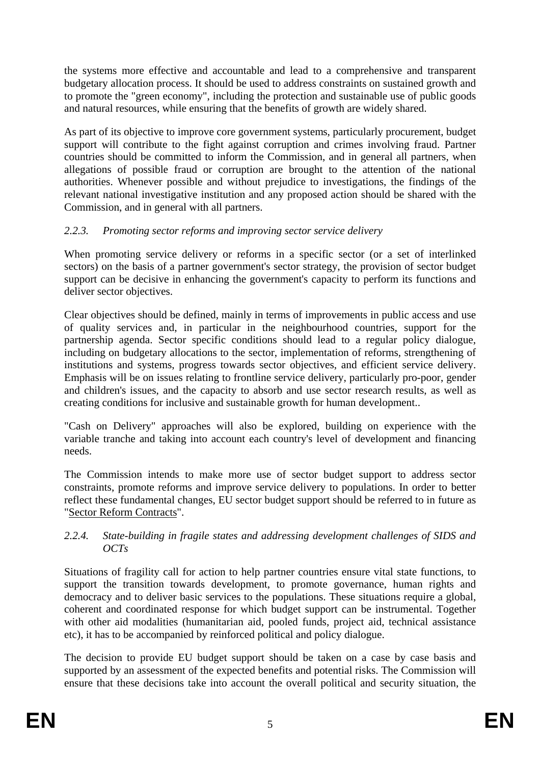the systems more effective and accountable and lead to a comprehensive and transparent budgetary allocation process. It should be used to address constraints on sustained growth and to promote the "green economy", including the protection and sustainable use of public goods and natural resources, while ensuring that the benefits of growth are widely shared.

As part of its objective to improve core government systems, particularly procurement, budget support will contribute to the fight against corruption and crimes involving fraud. Partner countries should be committed to inform the Commission, and in general all partners, when allegations of possible fraud or corruption are brought to the attention of the national authorities. Whenever possible and without prejudice to investigations, the findings of the relevant national investigative institution and any proposed action should be shared with the Commission, and in general with all partners.

### *2.2.3. Promoting sector reforms and improving sector service delivery*

When promoting service delivery or reforms in a specific sector (or a set of interlinked sectors) on the basis of a partner government's sector strategy, the provision of sector budget support can be decisive in enhancing the government's capacity to perform its functions and deliver sector objectives.

Clear objectives should be defined, mainly in terms of improvements in public access and use of quality services and, in particular in the neighbourhood countries, support for the partnership agenda. Sector specific conditions should lead to a regular policy dialogue, including on budgetary allocations to the sector, implementation of reforms, strengthening of institutions and systems, progress towards sector objectives, and efficient service delivery. Emphasis will be on issues relating to frontline service delivery, particularly pro-poor, gender and children's issues, and the capacity to absorb and use sector research results, as well as creating conditions for inclusive and sustainable growth for human development..

"Cash on Delivery" approaches will also be explored, building on experience with the variable tranche and taking into account each country's level of development and financing needs.

The Commission intends to make more use of sector budget support to address sector constraints, promote reforms and improve service delivery to populations. In order to better reflect these fundamental changes, EU sector budget support should be referred to in future as "Sector Reform Contracts".

### *2.2.4. State-building in fragile states and addressing development challenges of SIDS and OCTs*

Situations of fragility call for action to help partner countries ensure vital state functions, to support the transition towards development, to promote governance, human rights and democracy and to deliver basic services to the populations. These situations require a global, coherent and coordinated response for which budget support can be instrumental. Together with other aid modalities (humanitarian aid, pooled funds, project aid, technical assistance etc), it has to be accompanied by reinforced political and policy dialogue.

The decision to provide EU budget support should be taken on a case by case basis and supported by an assessment of the expected benefits and potential risks. The Commission will ensure that these decisions take into account the overall political and security situation, the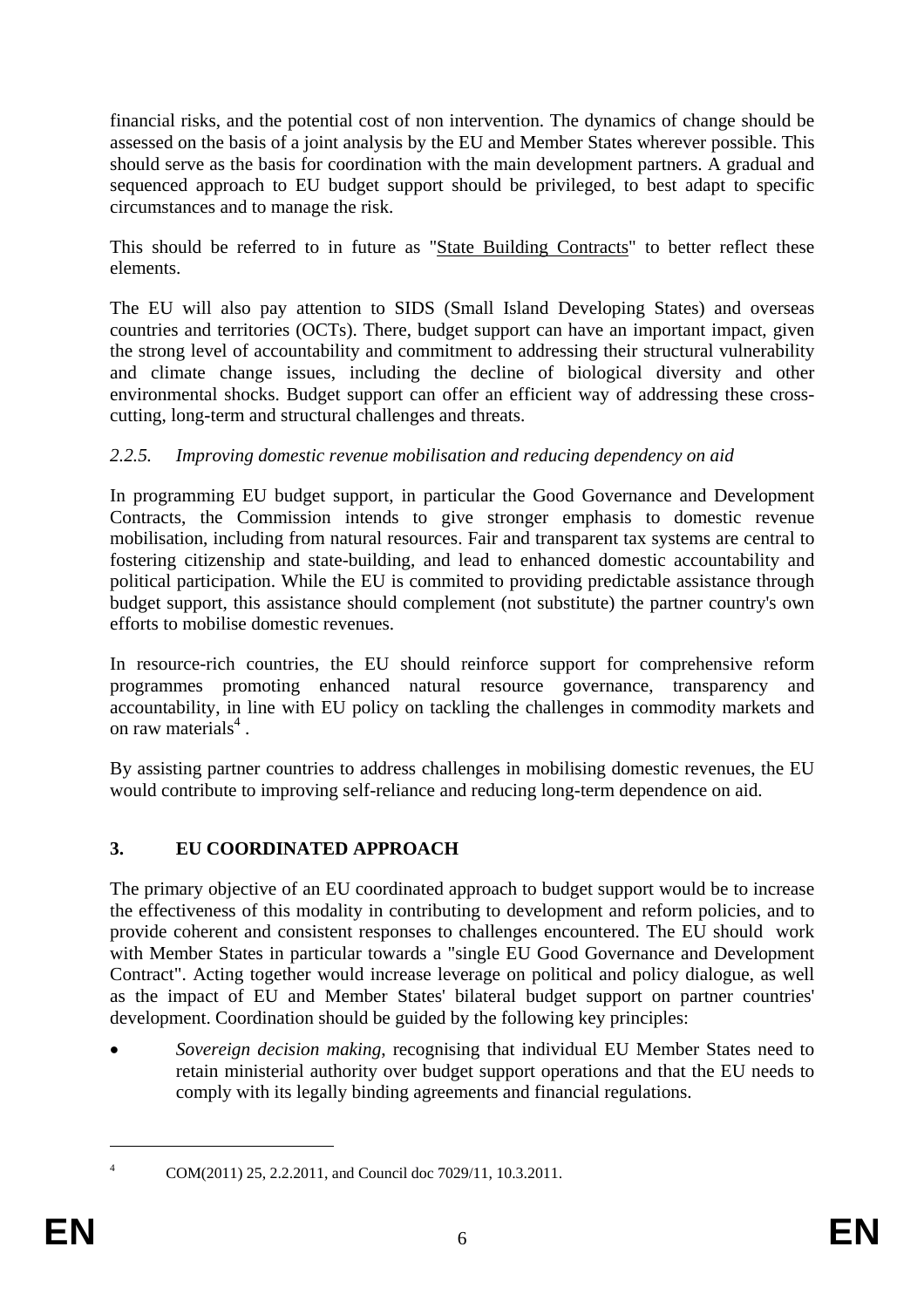financial risks, and the potential cost of non intervention. The dynamics of change should be assessed on the basis of a joint analysis by the EU and Member States wherever possible. This should serve as the basis for coordination with the main development partners. A gradual and sequenced approach to EU budget support should be privileged, to best adapt to specific circumstances and to manage the risk.

This should be referred to in future as "State Building Contracts" to better reflect these elements.

The EU will also pay attention to SIDS (Small Island Developing States) and overseas countries and territories (OCTs). There, budget support can have an important impact, given the strong level of accountability and commitment to addressing their structural vulnerability and climate change issues, including the decline of biological diversity and other environmental shocks. Budget support can offer an efficient way of addressing these cross-cutting, long-term and structural challenges and threats.

### *2.2.5. Improving domestic revenue mobilisation and reducing dependency on aid*

In programming EU budget support, in particular the Good Governance and Development Contracts, the Commission intends to give stronger emphasis to domestic revenue mobilisation, including from natural resources. Fair and transparent tax systems are central to fostering citizenship and state-building, and lead to enhanced domestic accountability and political participation. While the EU is commited to providing predictable assistance through budget support, this assistance should complement (not substitute) the partner country's own efforts to mobilise domestic revenues.

In resource-rich countries, the EU should reinforce support for comprehensive reform programmes promoting enhanced natural resource governance, transparency and accountability, in line with EU policy on tackling the challenges in commodity markets and on raw materials[4] .

By assisting partner countries to address challenges in mobilising domestic revenues, the EU would contribute to improving self-reliance and reducing long-term dependence on aid.

## 3. EU COORDINATED APPROACH

The primary objective of an EU coordinated approach to budget support would be to increase the effectiveness of this modality in contributing to development and reform policies, and to provide coherent and consistent responses to challenges encountered. The EU should work with Member States in particular towards a "single EU Good Governance and Development Contract". Acting together would increase leverage on political and policy dialogue, as well as the impact of EU and Member States' bilateral budget support on partner countries' development. Coordination should be guided by the following key principles:

- *Sovereign decision making*, recognising that individual EU Member States need to retain ministerial authority over budget support operations and that the EU needs to comply with its legally binding agreements and financial regulations.

---

[4] COM(2011) 25, 2.2.2011, and Council doc 7029/11, 10.3.2011.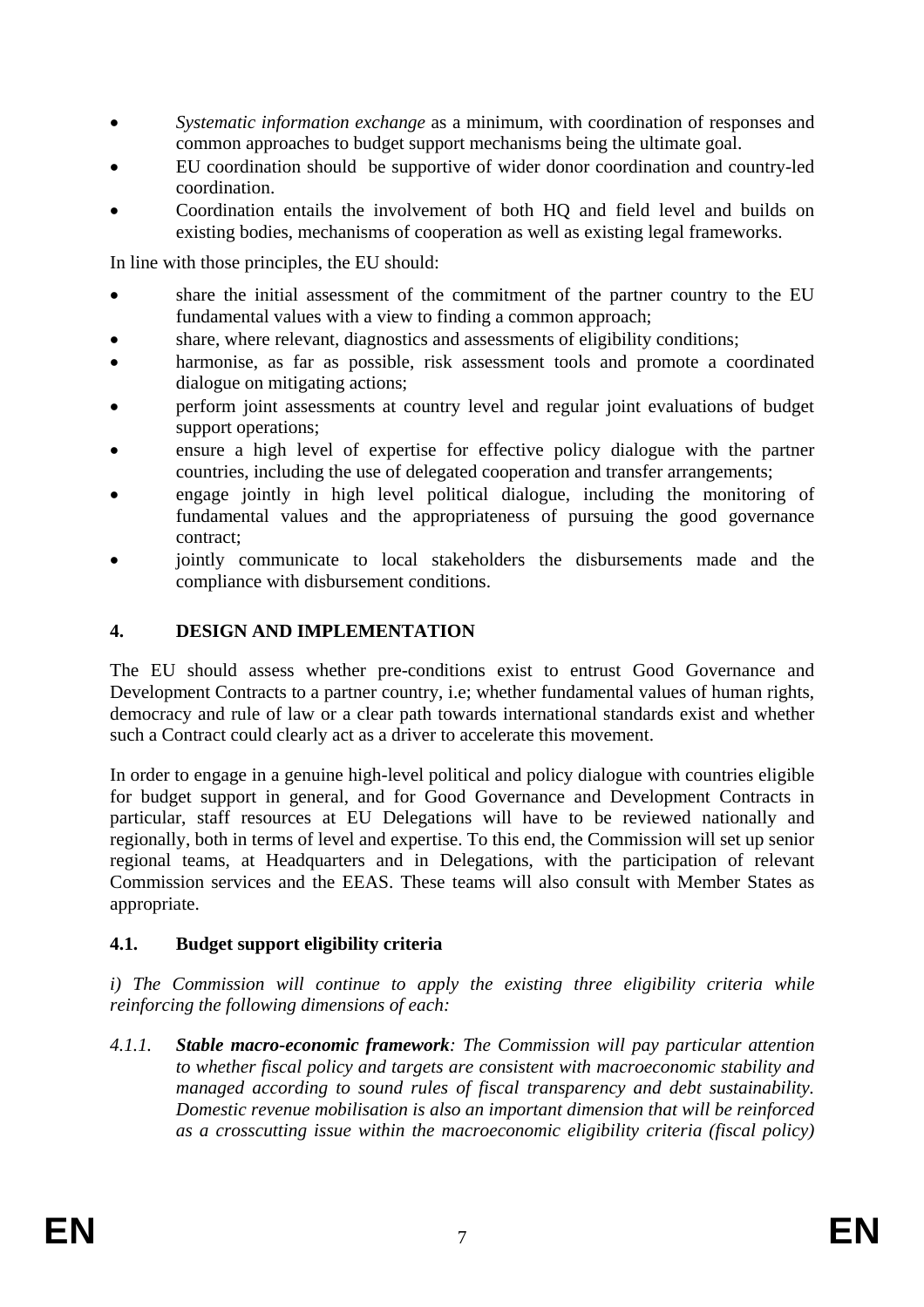- *Systematic information exchange* as a minimum, with coordination of responses and common approaches to budget support mechanisms being the ultimate goal.
- EU coordination should be supportive of wider donor coordination and country-led coordination.
- Coordination entails the involvement of both HQ and field level and builds on existing bodies, mechanisms of cooperation as well as existing legal frameworks.

In line with those principles, the EU should:

- share the initial assessment of the commitment of the partner country to the EU fundamental values with a view to finding a common approach;
- share, where relevant, diagnostics and assessments of eligibility conditions;
- harmonise, as far as possible, risk assessment tools and promote a coordinated dialogue on mitigating actions;
- perform joint assessments at country level and regular joint evaluations of budget support operations;
- ensure a high level of expertise for effective policy dialogue with the partner countries, including the use of delegated cooperation and transfer arrangements;
- engage jointly in high level political dialogue, including the monitoring of fundamental values and the appropriateness of pursuing the good governance contract;
- jointly communicate to local stakeholders the disbursements made and the compliance with disbursement conditions.

## 4. DESIGN AND IMPLEMENTATION

The EU should assess whether pre-conditions exist to entrust Good Governance and Development Contracts to a partner country, i.e; whether fundamental values of human rights, democracy and rule of law or a clear path towards international standards exist and whether such a Contract could clearly act as a driver to accelerate this movement.

In order to engage in a genuine high-level political and policy dialogue with countries eligible for budget support in general, and for Good Governance and Development Contracts in particular, staff resources at EU Delegations will have to be reviewed nationally and regionally, both in terms of level and expertise. To this end, the Commission will set up senior regional teams, at Headquarters and in Delegations, with the participation of relevant Commission services and the EEAS. These teams will also consult with Member States as appropriate.

### 4.1. Budget support eligibility criteria

*i) The Commission will continue to apply the existing three eligibility criteria while reinforcing the following dimensions of each:*

*4.1.1.* ***Stable macro-economic framework****: The Commission will pay particular attention to whether fiscal policy and targets are consistent with macroeconomic stability and managed according to sound rules of fiscal transparency and debt sustainability. Domestic revenue mobilisation is also an important dimension that will be reinforced as a crosscutting issue within the macroeconomic eligibility criteria (fiscal policy)*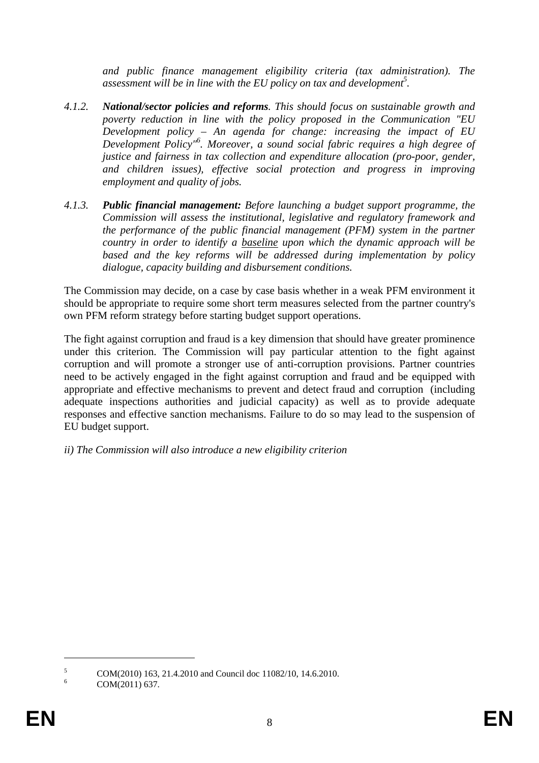*and public finance management eligibility criteria (tax administration). The assessment will be in line with the EU policy on tax and development*[5]*.*

4.1.2. ***National/sector policies and reforms****. This should focus on sustainable growth and poverty reduction in line with the policy proposed in the Communication "EU Development policy – An agenda for change: increasing the impact of EU Development Policy"*[6]*. Moreover, a sound social fabric requires a high degree of justice and fairness in tax collection and expenditure allocation (pro-poor, gender, and children issues), effective social protection and progress in improving employment and quality of jobs.*

4.1.3. ***Public financial management:*** *Before launching a budget support programme, the Commission will assess the institutional, legislative and regulatory framework and the performance of the public financial management (PFM) system in the partner country in order to identify a baseline upon which the dynamic approach will be based and the key reforms will be addressed during implementation by policy dialogue, capacity building and disbursement conditions.*

The Commission may decide, on a case by case basis whether in a weak PFM environment it should be appropriate to require some short term measures selected from the partner country's own PFM reform strategy before starting budget support operations.

The fight against corruption and fraud is a key dimension that should have greater prominence under this criterion. The Commission will pay particular attention to the fight against corruption and will promote a stronger use of anti-corruption provisions. Partner countries need to be actively engaged in the fight against corruption and fraud and be equipped with appropriate and effective mechanisms to prevent and detect fraud and corruption (including adequate inspections authorities and judicial capacity) as well as to provide adequate responses and effective sanction mechanisms. Failure to do so may lead to the suspension of EU budget support.

*ii) The Commission will also introduce a new eligibility criterion*

---

[5] COM(2010) 163, 21.4.2010 and Council doc 11082/10, 14.6.2010.

[6] COM(2011) 637.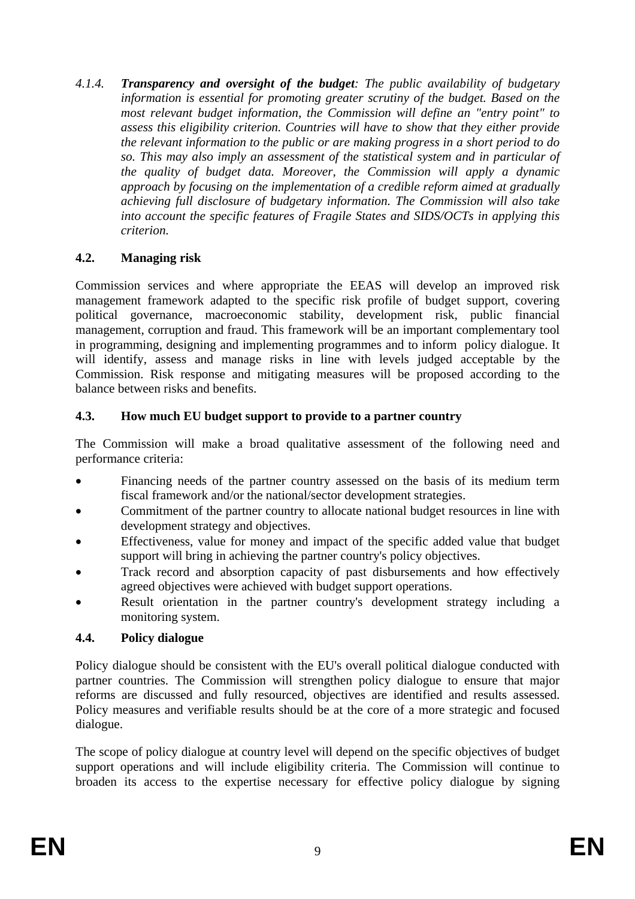4.1.4. ***Transparency and oversight of the budget****: The public availability of budgetary information is essential for promoting greater scrutiny of the budget. Based on the most relevant budget information, the Commission will define an "entry point" to assess this eligibility criterion. Countries will have to show that they either provide the relevant information to the public or are making progress in a short period to do so. This may also imply an assessment of the statistical system and in particular of the quality of budget data. Moreover, the Commission will apply a dynamic approach by focusing on the implementation of a credible reform aimed at gradually achieving full disclosure of budgetary information. The Commission will also take into account the specific features of Fragile States and SIDS/OCTs in applying this criterion.*

### 4.2. Managing risk

Commission services and where appropriate the EEAS will develop an improved risk management framework adapted to the specific risk profile of budget support, covering political governance, macroeconomic stability, development risk, public financial management, corruption and fraud. This framework will be an important complementary tool in programming, designing and implementing programmes and to inform policy dialogue. It will identify, assess and manage risks in line with levels judged acceptable by the Commission. Risk response and mitigating measures will be proposed according to the balance between risks and benefits.

### 4.3. How much EU budget support to provide to a partner country

The Commission will make a broad qualitative assessment of the following need and performance criteria:

- Financing needs of the partner country assessed on the basis of its medium term fiscal framework and/or the national/sector development strategies.
- Commitment of the partner country to allocate national budget resources in line with development strategy and objectives.
- Effectiveness, value for money and impact of the specific added value that budget support will bring in achieving the partner country's policy objectives.
- Track record and absorption capacity of past disbursements and how effectively agreed objectives were achieved with budget support operations.
- Result orientation in the partner country's development strategy including a monitoring system.

### 4.4. Policy dialogue

Policy dialogue should be consistent with the EU's overall political dialogue conducted with partner countries. The Commission will strengthen policy dialogue to ensure that major reforms are discussed and fully resourced, objectives are identified and results assessed. Policy measures and verifiable results should be at the core of a more strategic and focused dialogue.

The scope of policy dialogue at country level will depend on the specific objectives of budget support operations and will include eligibility criteria. The Commission will continue to broaden its access to the expertise necessary for effective policy dialogue by signing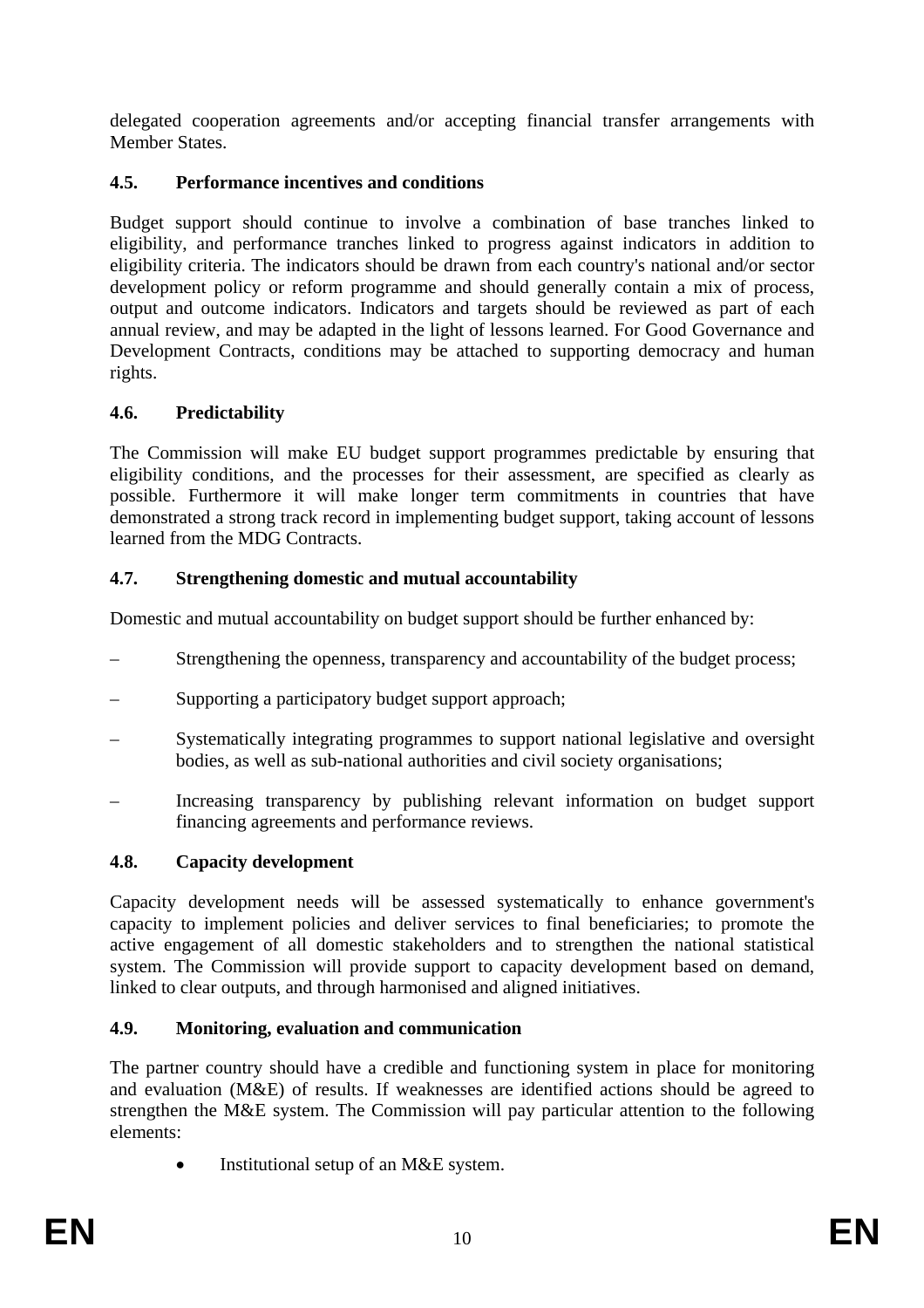delegated cooperation agreements and/or accepting financial transfer arrangements with Member States.

### 4.5. Performance incentives and conditions

Budget support should continue to involve a combination of base tranches linked to eligibility, and performance tranches linked to progress against indicators in addition to eligibility criteria. The indicators should be drawn from each country's national and/or sector development policy or reform programme and should generally contain a mix of process, output and outcome indicators. Indicators and targets should be reviewed as part of each annual review, and may be adapted in the light of lessons learned. For Good Governance and Development Contracts, conditions may be attached to supporting democracy and human rights.

### 4.6. Predictability

The Commission will make EU budget support programmes predictable by ensuring that eligibility conditions, and the processes for their assessment, are specified as clearly as possible. Furthermore it will make longer term commitments in countries that have demonstrated a strong track record in implementing budget support, taking account of lessons learned from the MDG Contracts.

### 4.7. Strengthening domestic and mutual accountability

Domestic and mutual accountability on budget support should be further enhanced by:

– Strengthening the openness, transparency and accountability of the budget process;

– Supporting a participatory budget support approach;

– Systematically integrating programmes to support national legislative and oversight bodies, as well as sub-national authorities and civil society organisations;

– Increasing transparency by publishing relevant information on budget support financing agreements and performance reviews.

### 4.8. Capacity development

Capacity development needs will be assessed systematically to enhance government's capacity to implement policies and deliver services to final beneficiaries; to promote the active engagement of all domestic stakeholders and to strengthen the national statistical system. The Commission will provide support to capacity development based on demand, linked to clear outputs, and through harmonised and aligned initiatives.

### 4.9. Monitoring, evaluation and communication

The partner country should have a credible and functioning system in place for monitoring and evaluation (M&E) of results. If weaknesses are identified actions should be agreed to strengthen the M&E system. The Commission will pay particular attention to the following elements:

- Institutional setup of an M&E system.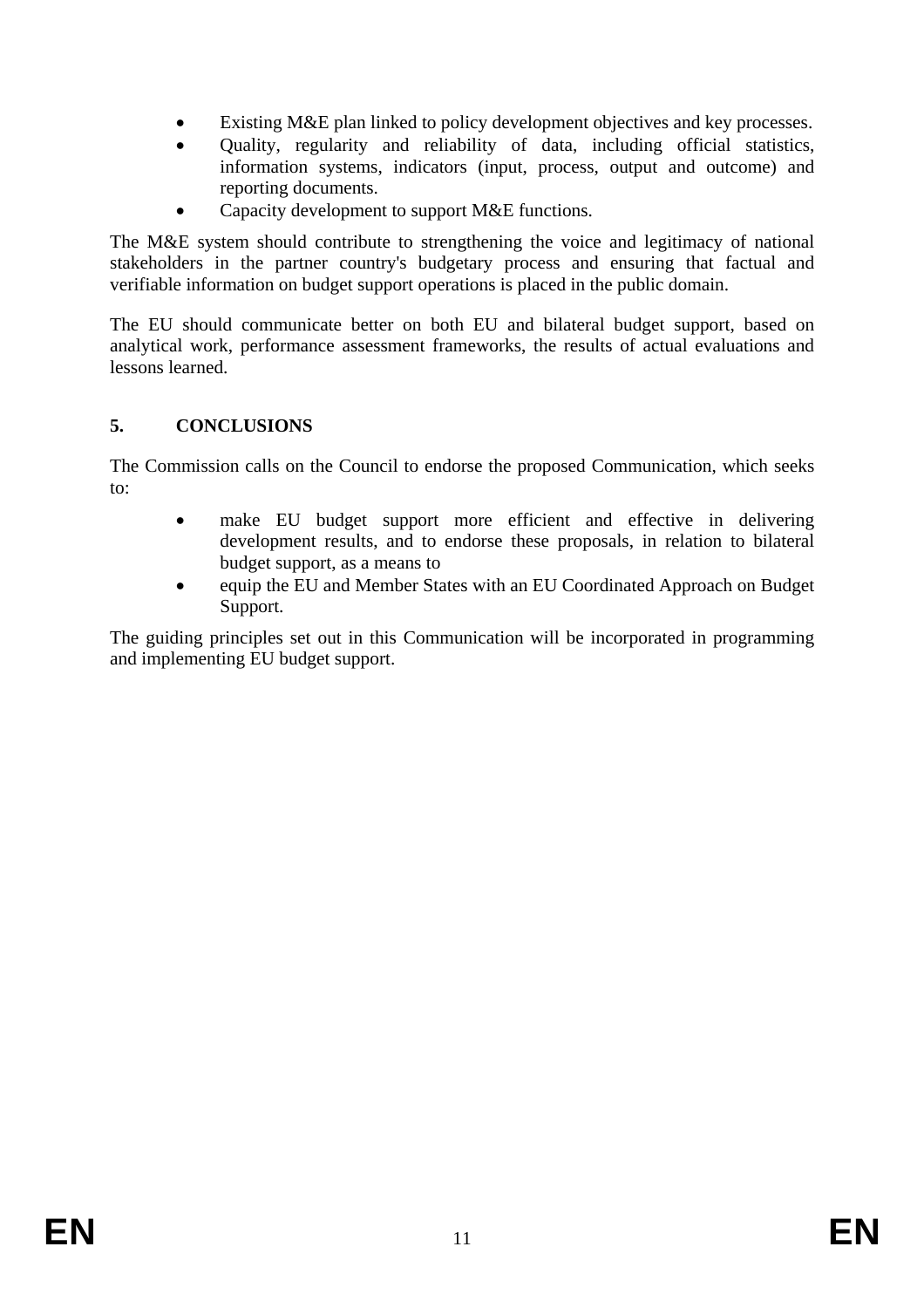- Existing M&E plan linked to policy development objectives and key processes.
- Quality, regularity and reliability of data, including official statistics, information systems, indicators (input, process, output and outcome) and reporting documents.
- Capacity development to support M&E functions.

The M&E system should contribute to strengthening the voice and legitimacy of national stakeholders in the partner country's budgetary process and ensuring that factual and verifiable information on budget support operations is placed in the public domain.

The EU should communicate better on both EU and bilateral budget support, based on analytical work, performance assessment frameworks, the results of actual evaluations and lessons learned.

## 5. CONCLUSIONS

The Commission calls on the Council to endorse the proposed Communication, which seeks to:

- make EU budget support more efficient and effective in delivering development results, and to endorse these proposals, in relation to bilateral budget support, as a means to
- equip the EU and Member States with an EU Coordinated Approach on Budget Support.

The guiding principles set out in this Communication will be incorporated in programming and implementing EU budget support.